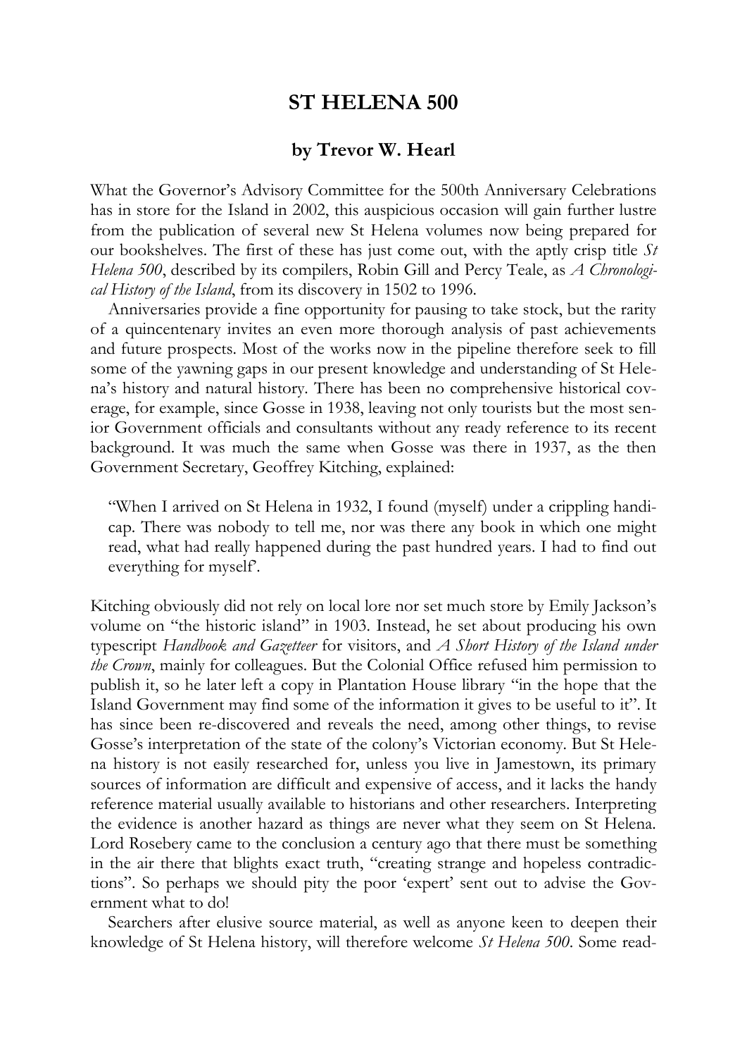# ST HELENA 500

## by Trevor W. Hearl

What the Governor's Advisory Committee for the 500th Anniversary Celebrations has in store for the Island in 2002, this auspicious occasion will gain further lustre from the publication of several new St Helena volumes now being prepared for our bookshelves. The first of these has just come out, with the aptly crisp title *St Helena 500*, described by its compilers, Robin Gill and Percy Teale, as *A Chronological History of the Island*, from its discovery in 1502 to 1996.

Anniversaries provide a fine opportunity for pausing to take stock, but the rarity of a quincentenary invites an even more thorough analysis of past achievements and future prospects. Most of the works now in the pipeline therefore seek to fill some of the yawning gaps in our present knowledge and understanding of St Helena's history and natural history. There has been no comprehensive historical coverage, for example, since Gosse in 1938, leaving not only tourists but the most senior Government officials and consultants without any ready reference to its recent background. It was much the same when Gosse was there in 1937, as the then Government Secretary, Geoffrey Kitching, explained:

> "When I arrived on St Helena in 1932, I found (myself) under a crippling handicap. There was nobody to tell me, nor was there any book in which one might read, what had really happened during the past hundred years. I had to find out everything for myself'.

Kitching obviously did not rely on local lore nor set much store by Emily Jackson's volume on "the historic island" in 1903. Instead, he set about producing his own typescript *Handbook and Gazetteer* for visitors, and *A Short History of the Island under the Crown*, mainly for colleagues. But the Colonial Office refused him permission to publish it, so he later left a copy in Plantation House library "in the hope that the Island Government may find some of the information it gives to be useful to it". It has since been re-discovered and reveals the need, among other things, to revise Gosse's interpretation of the state of the colony's Victorian economy. But St Helena history is not easily researched for, unless you live in Jamestown, its primary sources of information are difficult and expensive of access, and it lacks the handy reference material usually available to historians and other researchers. Interpreting the evidence is another hazard as things are never what they seem on St Helena. Lord Rosebery came to the conclusion a century ago that there must be something in the air there that blights exact truth, "creating strange and hopeless contradictions". So perhaps we should pity the poor 'expert' sent out to advise the Government what to do!

Searchers after elusive source material, as well as anyone keen to deepen their knowledge of St Helena history, will therefore welcome *St Helena 500*. Some read-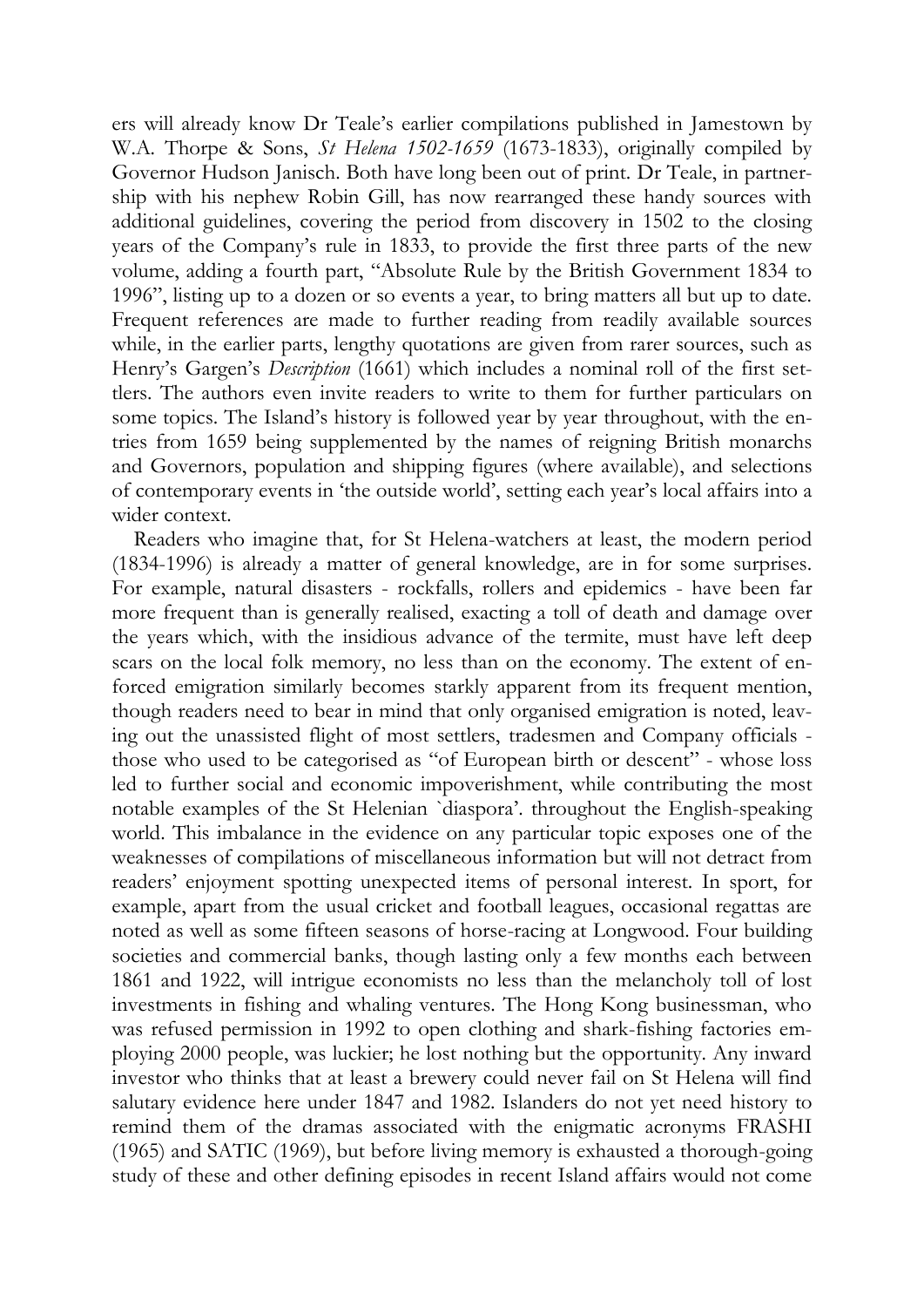ers will already know Dr Teale's earlier compilations published in Jamestown by W.A. Thorpe & Sons, *St Helena 1502-1659* (1673-1833), originally compiled by Governor Hudson Janisch. Both have long been out of print. Dr Teale, in partnership with his nephew Robin Gill, has now rearranged these handy sources with additional guidelines, covering the period from discovery in 1502 to the closing years of the Company's rule in 1833, to provide the first three parts of the new volume, adding a fourth part, "Absolute Rule by the British Government 1834 to 1996", listing up to a dozen or so events a year, to bring matters all but up to date. Frequent references are made to further reading from readily available sources while, in the earlier parts, lengthy quotations are given from rarer sources, such as Henry's Gargen's *Description* (1661) which includes a nominal roll of the first settlers. The authors even invite readers to write to them for further particulars on some topics. The Island's history is followed year by year throughout, with the entries from 1659 being supplemented by the names of reigning British monarchs and Governors, population and shipping figures (where available), and selections of contemporary events in 'the outside world', setting each year's local affairs into a wider context.

Readers who imagine that, for St Helena-watchers at least, the modern period (1834-1996) is already a matter of general knowledge, are in for some surprises. For example, natural disasters - rockfalls, rollers and epidemics - have been far more frequent than is generally realised, exacting a toll of death and damage over the years which, with the insidious advance of the termite, must have left deep scars on the local folk memory, no less than on the economy. The extent of enforced emigration similarly becomes starkly apparent from its frequent mention, though readers need to bear in mind that only organised emigration is noted, leaving out the unassisted flight of most settlers, tradesmen and Company officials - those who used to be categorised as "of European birth or descent" - whose loss led to further social and economic impoverishment, while contributing the most notable examples of the St Helenian `diaspora'. throughout the English-speaking world. This imbalance in the evidence on any particular topic exposes one of the weaknesses of compilations of miscellaneous information but will not detract from readers' enjoyment spotting unexpected items of personal interest. In sport, for example, apart from the usual cricket and football leagues, occasional regattas are noted as well as some fifteen seasons of horse-racing at Longwood. Four building societies and commercial banks, though lasting only a few months each between 1861 and 1922, will intrigue economists no less than the melancholy toll of lost investments in fishing and whaling ventures. The Hong Kong businessman, who was refused permission in 1992 to open clothing and shark-fishing factories employing 2000 people, was luckier; he lost nothing but the opportunity. Any inward investor who thinks that at least a brewery could never fail on St Helena will find salutary evidence here under 1847 and 1982. Islanders do not yet need history to remind them of the dramas associated with the enigmatic acronyms FRASHI (1965) and SATIC (1969), but before living memory is exhausted a thorough-going study of these and other defining episodes in recent Island affairs would not come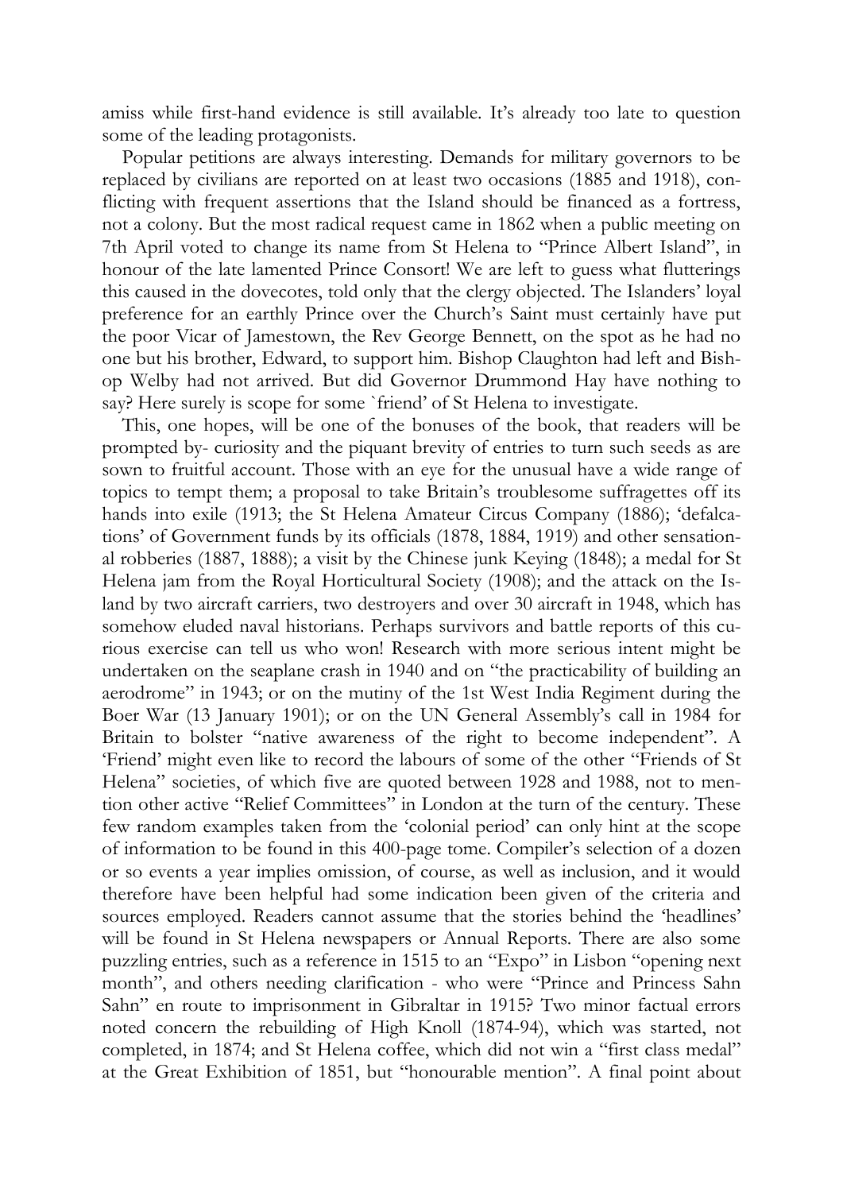amiss while first-hand evidence is still available. It's already too late to question some of the leading protagonists.

Popular petitions are always interesting. Demands for military governors to be replaced by civilians are reported on at least two occasions (1885 and 1918), conflicting with frequent assertions that the Island should be financed as a fortress, not a colony. But the most radical request came in 1862 when a public meeting on 7th April voted to change its name from St Helena to "Prince Albert Island", in honour of the late lamented Prince Consort! We are left to guess what flutterings this caused in the dovecotes, told only that the clergy objected. The Islanders' loyal preference for an earthly Prince over the Church's Saint must certainly have put the poor Vicar of Jamestown, the Rev George Bennett, on the spot as he had no one but his brother, Edward, to support him. Bishop Claughton had left and Bishop Welby had not arrived. But did Governor Drummond Hay have nothing to say? Here surely is scope for some `friend' of St Helena to investigate.

This, one hopes, will be one of the bonuses of the book, that readers will be prompted by- curiosity and the piquant brevity of entries to turn such seeds as are sown to fruitful account. Those with an eye for the unusual have a wide range of topics to tempt them; a proposal to take Britain's troublesome suffragettes off its hands into exile (1913; the St Helena Amateur Circus Company (1886); 'defalcations' of Government funds by its officials (1878, 1884, 1919) and other sensational robberies (1887, 1888); a visit by the Chinese junk Keying (1848); a medal for St Helena jam from the Royal Horticultural Society (1908); and the attack on the Island by two aircraft carriers, two destroyers and over 30 aircraft in 1948, which has somehow eluded naval historians. Perhaps survivors and battle reports of this curious exercise can tell us who won! Research with more serious intent might be undertaken on the seaplane crash in 1940 and on "the practicability of building an aerodrome" in 1943; or on the mutiny of the 1st West India Regiment during the Boer War (13 January 1901); or on the UN General Assembly's call in 1984 for Britain to bolster "native awareness of the right to become independent". A 'Friend' might even like to record the labours of some of the other "Friends of St Helena" societies, of which five are quoted between 1928 and 1988, not to mention other active "Relief Committees" in London at the turn of the century. These few random examples taken from the 'colonial period' can only hint at the scope of information to be found in this 400-page tome. Compiler's selection of a dozen or so events a year implies omission, of course, as well as inclusion, and it would therefore have been helpful had some indication been given of the criteria and sources employed. Readers cannot assume that the stories behind the 'headlines' will be found in St Helena newspapers or Annual Reports. There are also some puzzling entries, such as a reference in 1515 to an "Expo" in Lisbon "opening next month", and others needing clarification - who were "Prince and Princess Sahn Sahn" en route to imprisonment in Gibraltar in 1915? Two minor factual errors noted concern the rebuilding of High Knoll (1874-94), which was started, not completed, in 1874; and St Helena coffee, which did not win a "first class medal" at the Great Exhibition of 1851, but "honourable mention". A final point about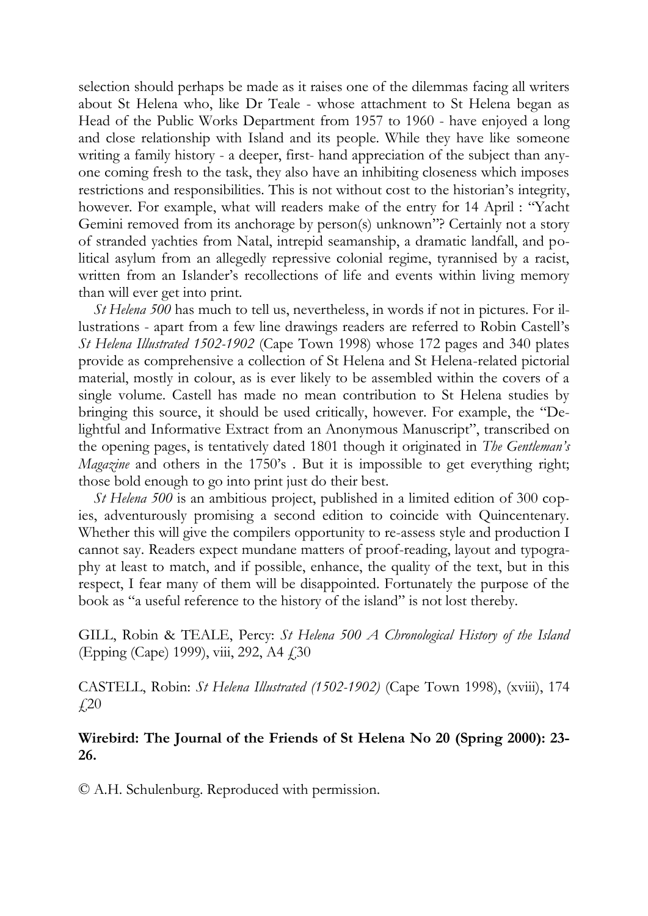selection should perhaps be made as it raises one of the dilemmas facing all writers about St Helena who, like Dr Teale - whose attachment to St Helena began as Head of the Public Works Department from 1957 to 1960 - have enjoyed a long and close relationship with Island and its people. While they have like someone writing a family history - a deeper, first- hand appreciation of the subject than anyone coming fresh to the task, they also have an inhibiting closeness which imposes restrictions and responsibilities. This is not without cost to the historian's integrity, however. For example, what will readers make of the entry for 14 April : "Yacht Gemini removed from its anchorage by person(s) unknown"? Certainly not a story of stranded yachties from Natal, intrepid seamanship, a dramatic landfall, and political asylum from an allegedly repressive colonial regime, tyrannised by a racist, written from an Islander's recollections of life and events within living memory than will ever get into print.

*St Helena 500* has much to tell us, nevertheless, in words if not in pictures. For illustrations - apart from a few line drawings readers are referred to Robin Castell's *St Helena Illustrated 1502-1902* (Cape Town 1998) whose 172 pages and 340 plates provide as comprehensive a collection of St Helena and St Helena-related pictorial material, mostly in colour, as is ever likely to be assembled within the covers of a single volume. Castell has made no mean contribution to St Helena studies by bringing this source, it should be used critically, however. For example, the "Delightful and Informative Extract from an Anonymous Manuscript", transcribed on the opening pages, is tentatively dated 1801 though it originated in *The Gentleman's Magazine* and others in the 1750's . But it is impossible to get everything right; those bold enough to go into print just do their best.

*St Helena 500* is an ambitious project, published in a limited edition of 300 copies, adventurously promising a second edition to coincide with Quincentenary. Whether this will give the compilers opportunity to re-assess style and production I cannot say. Readers expect mundane matters of proof-reading, layout and typography at least to match, and if possible, enhance, the quality of the text, but in this respect, I fear many of them will be disappointed. Fortunately the purpose of the book as "a useful reference to the history of the island" is not lost thereby.

GILL, Robin & TEALE, Percy: *St Helena 500 A Chronological History of the Island* (Epping (Cape) 1999), viii, 292, A4 £30

CASTELL, Robin: *St Helena Illustrated (1502-1902)* (Cape Town 1998), (xviii), 174 £20

**Wirebird: The Journal of the Friends of St Helena No 20 (Spring 2000): 23-26.**

© A.H. Schulenburg. Reproduced with permission.